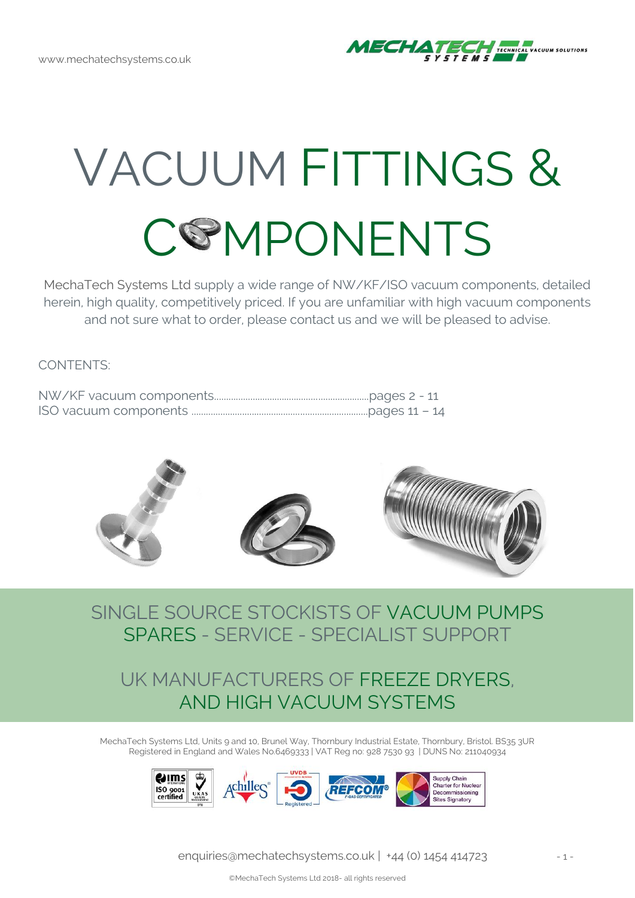www.mechatechsystems.co.uk

# VACUUM FITTINGS & COMPONENTS

MechaTech Systems Ltd supply a wide range of NW/KF/ISO vacuum components, detailed herein, high quality, competitively priced. If you are unfamiliar with high vacuum components and not sure what to order, please contact us and we will be pleased to advise.

CONTENTS:

NW/KF vacuum components................................................................pages 2 - 11
ISO vacuum components .........................................................................pages 11 – 14

## SINGLE SOURCE STOCKISTS OF VACUUM PUMPS SPARES - SERVICE - SPECIALIST SUPPORT

## UK MANUFACTURERS OF FREEZE DRYERS, AND HIGH VACUUM SYSTEMS

MechaTech Systems Ltd, Units 9 and 10, Brunel Way, Thornbury Industrial Estate, Thornbury, Bristol. BS35 3UR
Registered in England and Wales No.6469333 | VAT Reg no: 928 7530 93 | DUNS No: 211040934

enquiries@mechatechsystems.co.uk | +44 (0) 1454 414723

©MechaTech Systems Ltd 2018- all rights reserved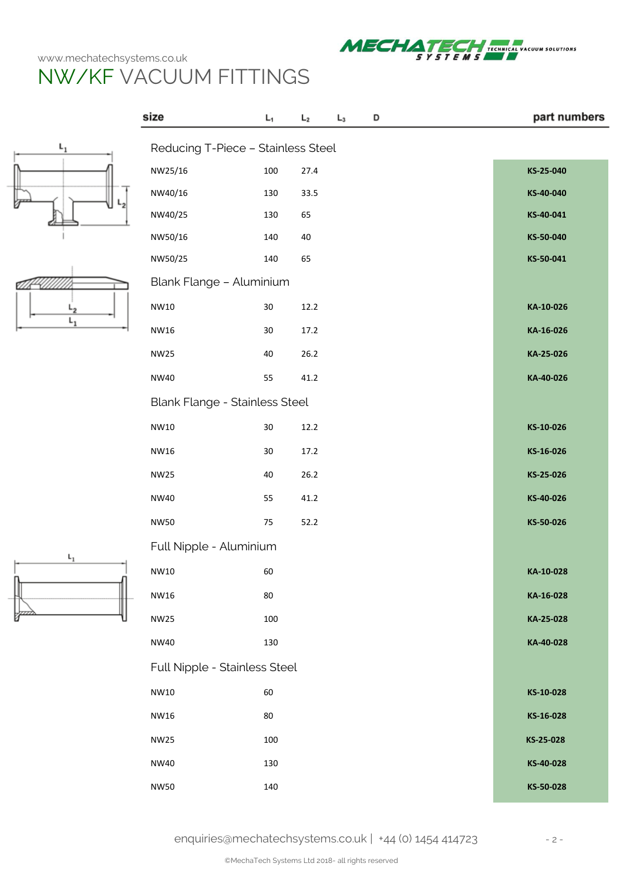# NW/KF VACUUM FITTINGS

| size | $L_1$ | $L_2$ | $L_3$ | D | part numbers |
|---|---|---|---|---|---|
| **Reducing T-Piece – Stainless Steel** | | | | | |
| NW25/16 | 100 | 27.4 | | | **KS-25-040** |
| NW40/16 | 130 | 33.5 | | | **KS-40-040** |
| NW40/25 | 130 | 65 | | | **KS-40-041** |
| NW50/16 | 140 | 40 | | | **KS-50-040** |
| NW50/25 | 140 | 65 | | | **KS-50-041** |
| **Blank Flange – Aluminium** | | | | | |
| NW10 | 30 | 12.2 | | | **KA-10-026** |
| NW16 | 30 | 17.2 | | | **KA-16-026** |
| NW25 | 40 | 26.2 | | | **KA-25-026** |
| NW40 | 55 | 41.2 | | | **KA-40-026** |
| **Blank Flange - Stainless Steel** | | | | | |
| NW10 | 30 | 12.2 | | | **KS-10-026** |
| NW16 | 30 | 17.2 | | | **KS-16-026** |
| NW25 | 40 | 26.2 | | | **KS-25-026** |
| NW40 | 55 | 41.2 | | | **KS-40-026** |
| NW50 | 75 | 52.2 | | | **KS-50-026** |
| **Full Nipple - Aluminium** | | | | | |
| NW10 | 60 | | | | **KA-10-028** |
| NW16 | 80 | | | | **KA-16-028** |
| NW25 | 100 | | | | **KA-25-028** |
| NW40 | 130 | | | | **KA-40-028** |
| **Full Nipple - Stainless Steel** | | | | | |
| NW10 | 60 | | | | **KS-10-028** |
| NW16 | 80 | | | | **KS-16-028** |
| NW25 | 100 | | | | **KS-25-028** |
| NW40 | 130 | | | | **KS-40-028** |
| NW50 | 140 | | | | **KS-50-028** |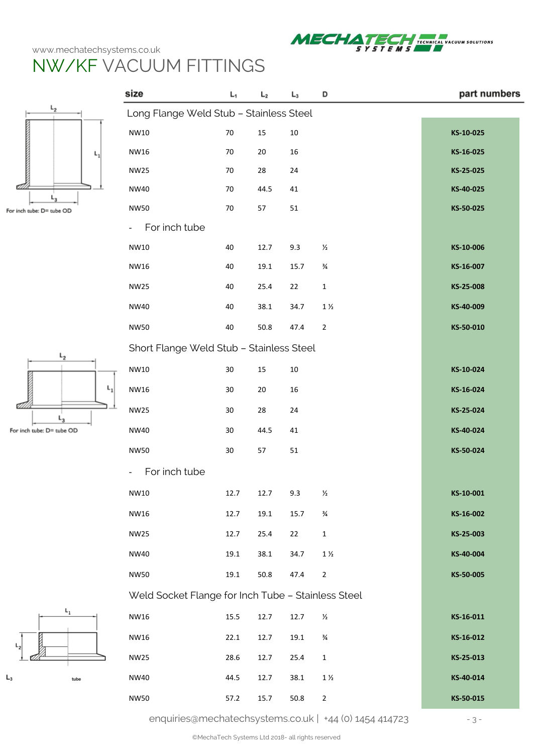www.mechatechsystems.co.uk

# NW/KF VACUUM FITTINGS

For inch tube: D= tube OD

| size | $L_1$ | $L_2$ | $L_3$ | D | part numbers |
|---|---|---|---|---|---|
| **Long Flange Weld Stub – Stainless Steel** | | | | | |
| NW10 | 70 | 15 | 10 | | KS-10-025 |
| NW16 | 70 | 20 | 16 | | KS-16-025 |
| NW25 | 70 | 28 | 24 | | KS-25-025 |
| NW40 | 70 | 44.5 | 41 | | KS-40-025 |
| NW50 | 70 | 57 | 51 | | KS-50-025 |
| - For inch tube | | | | | |
| NW10 | 40 | 12.7 | 9.3 | ½ | KS-10-006 |
| NW16 | 40 | 19.1 | 15.7 | ¾ | KS-16-007 |
| NW25 | 40 | 25.4 | 22 | 1 | KS-25-008 |
| NW40 | 40 | 38.1 | 34.7 | 1 ½ | KS-40-009 |
| NW50 | 40 | 50.8 | 47.4 | 2 | KS-50-010 |
| **Short Flange Weld Stub – Stainless Steel** | | | | | |
| NW10 | 30 | 15 | 10 | | KS-10-024 |
| NW16 | 30 | 20 | 16 | | KS-16-024 |
| NW25 | 30 | 28 | 24 | | KS-25-024 |
| NW40 | 30 | 44.5 | 41 | | KS-40-024 |
| NW50 | 30 | 57 | 51 | | KS-50-024 |
| - For inch tube | | | | | |
| NW10 | 12.7 | 12.7 | 9.3 | ½ | KS-10-001 |
| NW16 | 12.7 | 19.1 | 15.7 | ¾ | KS-16-002 |
| NW25 | 12.7 | 25.4 | 22 | 1 | KS-25-003 |
| NW40 | 19.1 | 38.1 | 34.7 | 1 ½ | KS-40-004 |
| NW50 | 19.1 | 50.8 | 47.4 | 2 | KS-50-005 |
| **Weld Socket Flange for Inch Tube – Stainless Steel** | | | | | |
| NW16 | 15.5 | 12.7 | 12.7 | ½ | KS-16-011 |
| NW16 | 22.1 | 12.7 | 19.1 | ¾ | KS-16-012 |
| NW25 | 28.6 | 12.7 | 25.4 | 1 | KS-25-013 |
| NW40 | 44.5 | 12.7 | 38.1 | 1 ½ | KS-40-014 |
| NW50 | 57.2 | 15.7 | 50.8 | 2 | KS-50-015 |

enquiries@mechatechsystems.co.uk | +44 (0) 1454 414723

©MechaTech Systems Ltd 2018- all rights reserved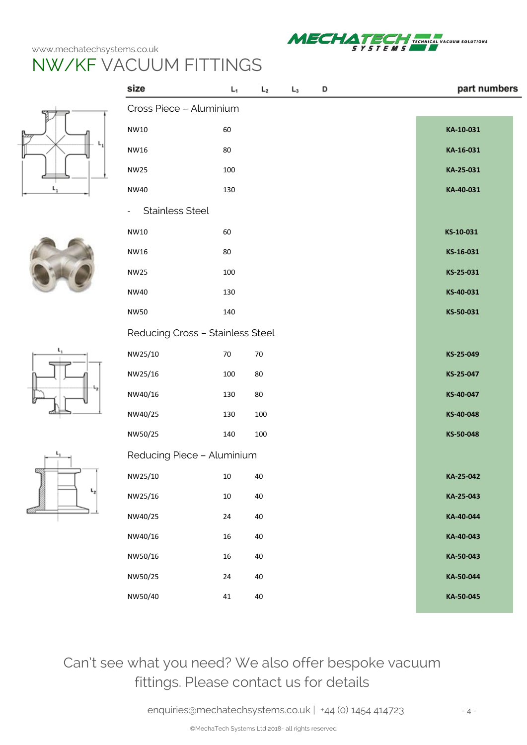# NW/KF VACUUM FITTINGS

| size | $L_1$ | $L_2$ | $L_3$ | D | part numbers |
|---|---|---|---|---|---|
| **Cross Piece – Aluminium** | | | | | |
| NW10 | 60 | | | | **KA-10-031** |
| NW16 | 80 | | | | **KA-16-031** |
| NW25 | 100 | | | | **KA-25-031** |
| NW40 | 130 | | | | **KA-40-031** |
| **- Stainless Steel** | | | | | |
| NW10 | 60 | | | | **KS-10-031** |
| NW16 | 80 | | | | **KS-16-031** |
| NW25 | 100 | | | | **KS-25-031** |
| NW40 | 130 | | | | **KS-40-031** |
| NW50 | 140 | | | | **KS-50-031** |
| **Reducing Cross – Stainless Steel** | | | | | |
| NW25/10 | 70 | 70 | | | **KS-25-049** |
| NW25/16 | 100 | 80 | | | **KS-25-047** |
| NW40/16 | 130 | 80 | | | **KS-40-047** |
| NW40/25 | 130 | 100 | | | **KS-40-048** |
| NW50/25 | 140 | 100 | | | **KS-50-048** |
| **Reducing Piece – Aluminium** | | | | | |
| NW25/10 | 10 | 40 | | | **KA-25-042** |
| NW25/16 | 10 | 40 | | | **KA-25-043** |
| NW40/25 | 24 | 40 | | | **KA-40-044** |
| NW40/16 | 16 | 40 | | | **KA-40-043** |
| NW50/16 | 16 | 40 | | | **KA-50-043** |
| NW50/25 | 24 | 40 | | | **KA-50-044** |
| NW50/40 | 41 | 40 | | | **KA-50-045** |

Can't see what you need? We also offer bespoke vacuum fittings. Please contact us for details

enquiries@mechatechsystems.co.uk | +44 (0) 1454 414723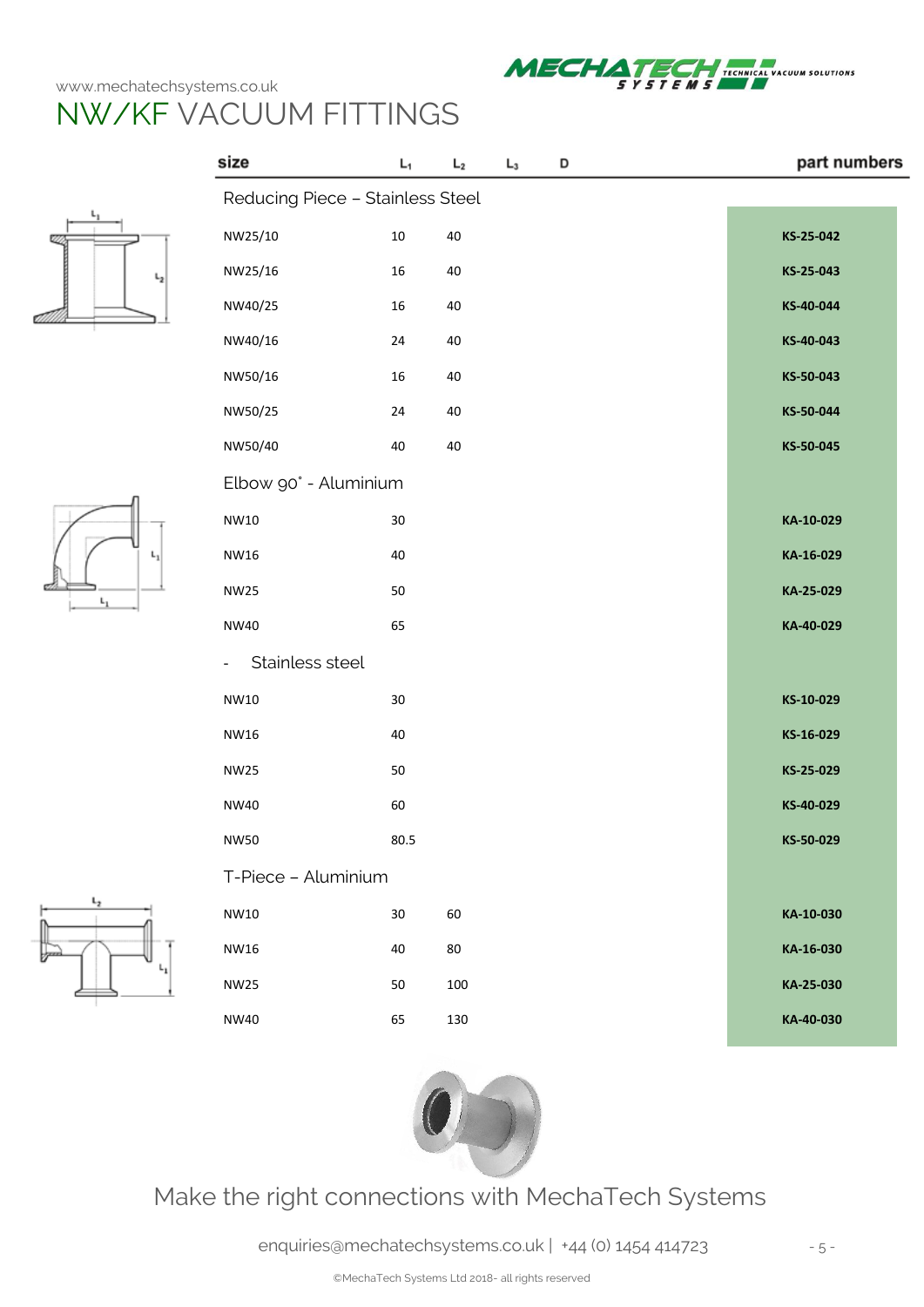# NW/KF VACUUM FITTINGS

| size | $L_1$ | $L_2$ | $L_3$ | D | part numbers |
|---|---|---|---|---|---|
| **Reducing Piece – Stainless Steel** | | | | | |
| NW25/10 | 10 | 40 | | | KS-25-042 |
| NW25/16 | 16 | 40 | | | KS-25-043 |
| NW40/25 | 16 | 40 | | | KS-40-044 |
| NW40/16 | 24 | 40 | | | KS-40-043 |
| NW50/16 | 16 | 40 | | | KS-50-043 |
| NW50/25 | 24 | 40 | | | KS-50-044 |
| NW50/40 | 40 | 40 | | | KS-50-045 |
| **Elbow 90˚ - Aluminium** | | | | | |
| NW10 | 30 | | | | KA-10-029 |
| NW16 | 40 | | | | KA-16-029 |
| NW25 | 50 | | | | KA-25-029 |
| NW40 | 65 | | | | KA-40-029 |
| **- Stainless steel** | | | | | |
| NW10 | 30 | | | | KS-10-029 |
| NW16 | 40 | | | | KS-16-029 |
| NW25 | 50 | | | | KS-25-029 |
| NW40 | 60 | | | | KS-40-029 |
| NW50 | 80.5 | | | | KS-50-029 |
| **T-Piece – Aluminium** | | | | | |
| NW10 | 30 | 60 | | | KA-10-030 |
| NW16 | 40 | 80 | | | KA-16-030 |
| NW25 | 50 | 100 | | | KA-25-030 |
| NW40 | 65 | 130 | | | KA-40-030 |

Make the right connections with MechaTech Systems

enquiries@mechatechsystems.co.uk | +44 (0) 1454 414723

©MechaTech Systems Ltd 2018- all rights reserved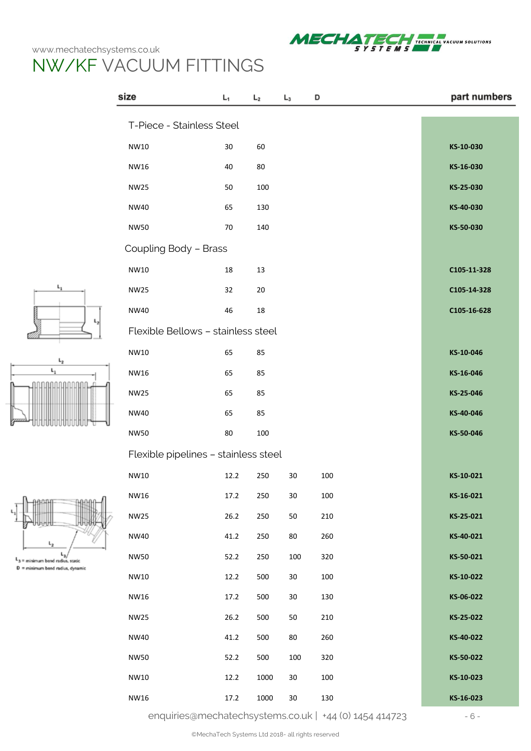www.mechatechsystems.co.uk

# NW/KF VACUUM FITTINGS

| size | $L_1$ | $L_2$ | $L_3$ | D | part numbers |
|---|---|---|---|---|---|
| **T-Piece - Stainless Steel** | | | | | |
| NW10 | 30 | 60 | | | **KS-10-030** |
| NW16 | 40 | 80 | | | **KS-16-030** |
| NW25 | 50 | 100 | | | **KS-25-030** |
| NW40 | 65 | 130 | | | **KS-40-030** |
| NW50 | 70 | 140 | | | **KS-50-030** |
| **Coupling Body – Brass** | | | | | |
| NW10 | 18 | 13 | | | **C105-11-328** |
| NW25 | 32 | 20 | | | **C105-14-328** |
| NW40 | 46 | 18 | | | **C105-16-628** |
| **Flexible Bellows – stainless steel** | | | | | |
| NW10 | 65 | 85 | | | **KS-10-046** |
| NW16 | 65 | 85 | | | **KS-16-046** |
| NW25 | 65 | 85 | | | **KS-25-046** |
| NW40 | 65 | 85 | | | **KS-40-046** |
| NW50 | 80 | 100 | | | **KS-50-046** |
| **Flexible pipelines – stainless steel** | | | | | |
| NW10 | 12.2 | 250 | 30 | 100 | **KS-10-021** |
| NW16 | 17.2 | 250 | 30 | 100 | **KS-16-021** |
| NW25 | 26.2 | 250 | 50 | 210 | **KS-25-021** |
| NW40 | 41.2 | 250 | 80 | 260 | **KS-40-021** |
| NW50 | 52.2 | 250 | 100 | 320 | **KS-50-021** |
| NW10 | 12.2 | 500 | 30 | 100 | **KS-10-022** |
| NW16 | 17.2 | 500 | 30 | 130 | **KS-06-022** |
| NW25 | 26.2 | 500 | 50 | 210 | **KS-25-022** |
| NW40 | 41.2 | 500 | 80 | 260 | **KS-40-022** |
| NW50 | 52.2 | 500 | 100 | 320 | **KS-50-022** |
| NW10 | 12.2 | 1000 | 30 | 100 | **KS-10-023** |
| NW16 | 17.2 | 1000 | 30 | 130 | **KS-16-023** |

$L_3$ = minimum bend radius, static
D = minimum bend radius, dynamic

enquiries@mechatechsystems.co.uk | +44 (0) 1454 414723

©MechaTech Systems Ltd 2018- all rights reserved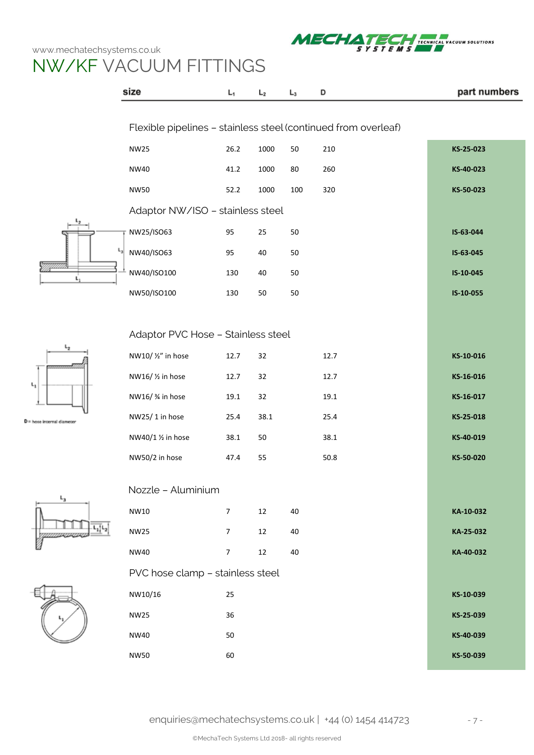# NW/KF VACUUM FITTINGS

| size | $L_1$ | $L_2$ | $L_3$ | D | part numbers |
|---|---|---|---|---|---|
| **Flexible pipelines – stainless steel (continued from overleaf)** | | | | | |
| NW25 | 26.2 | 1000 | 50 | 210 | KS-25-023 |
| NW40 | 41.2 | 1000 | 80 | 260 | KS-40-023 |
| NW50 | 52.2 | 1000 | 100 | 320 | KS-50-023 |
| **Adaptor NW/ISO – stainless steel** | | | | | |
| NW25/ISO63 | 95 | 25 | 50 | | IS-63-044 |
| NW40/ISO63 | 95 | 40 | 50 | | IS-63-045 |
| NW40/ISO100 | 130 | 40 | 50 | | IS-10-045 |
| NW50/ISO100 | 130 | 50 | 50 | | IS-10-055 |
| **Adaptor PVC Hose – Stainless steel** | | | | | |
| NW10/ ½" in hose | 12.7 | 32 | | 12.7 | KS-10-016 |
| NW16/ ½ in hose | 12.7 | 32 | | 12.7 | KS-16-016 |
| NW16/ ¾ in hose | 19.1 | 32 | | 19.1 | KS-16-017 |
| NW25/ 1 in hose | 25.4 | 38.1 | | 25.4 | KS-25-018 |
| NW40/1 ½ in hose | 38.1 | 50 | | 38.1 | KS-40-019 |
| NW50/2 in hose | 47.4 | 55 | | 50.8 | KS-50-020 |
| **Nozzle – Aluminium** | | | | | |
| NW10 | 7 | 12 | 40 | | KA-10-032 |
| NW25 | 7 | 12 | 40 | | KA-25-032 |
| NW40 | 7 | 12 | 40 | | KA-40-032 |
| **PVC hose clamp – stainless steel** | | | | | |
| NW10/16 | 25 | | | | KS-10-039 |
| NW25 | 36 | | | | KS-25-039 |
| NW40 | 50 | | | | KS-40-039 |
| NW50 | 60 | | | | KS-50-039 |

D = hose internal diameter

enquiries@mechatechsystems.co.uk | +44 (0) 1454 414723

©MechaTech Systems Ltd 2018- all rights reserved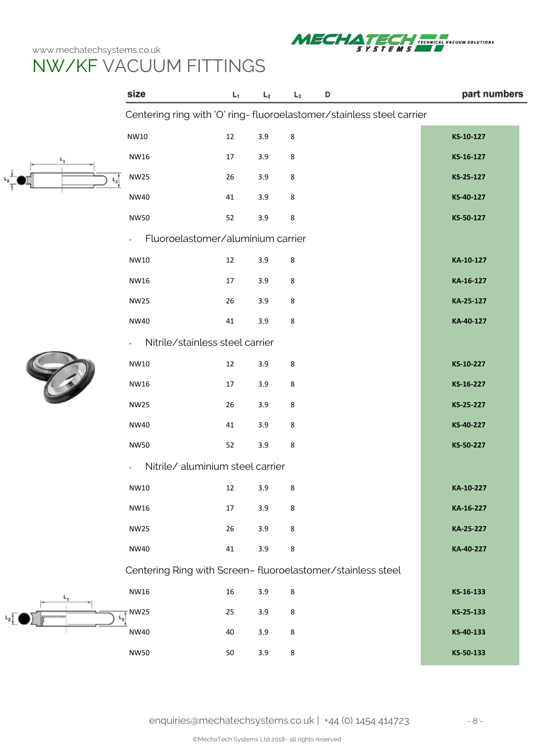# NW/KF VACUUM FITTINGS

| size | $L_1$ | $L_2$ | $L_3$ | D | part numbers |
|---|---|---|---|---|---|
| **Centering ring with 'O' ring- fluoroelastomer/stainless steel carrier** | | | | | |
| NW10 | 12 | 3.9 | 8 | | **KS-10-127** |
| NW16 | 17 | 3.9 | 8 | | **KS-16-127** |
| NW25 | 26 | 3.9 | 8 | | **KS-25-127** |
| NW40 | 41 | 3.9 | 8 | | **KS-40-127** |
| NW50 | 52 | 3.9 | 8 | | **KS-50-127** |
| - Fluoroelastomer/aluminium carrier | | | | | |
| NW10 | 12 | 3.9 | 8 | | **KA-10-127** |
| NW16 | 17 | 3.9 | 8 | | **KA-16-127** |
| NW25 | 26 | 3.9 | 8 | | **KA-25-127** |
| NW40 | 41 | 3.9 | 8 | | **KA-40-127** |
| - Nitrile/stainless steel carrier | | | | | |
| NW10 | 12 | 3.9 | 8 | | **KS-10-227** |
| NW16 | 17 | 3.9 | 8 | | **KS-16-227** |
| NW25 | 26 | 3.9 | 8 | | **KS-25-227** |
| NW40 | 41 | 3.9 | 8 | | **KS-40-227** |
| NW50 | 52 | 3.9 | 8 | | **KS-50-227** |
| - Nitrile/ aluminium steel carrier | | | | | |
| NW10 | 12 | 3.9 | 8 | | **KA-10-227** |
| NW16 | 17 | 3.9 | 8 | | **KA-16-227** |
| NW25 | 26 | 3.9 | 8 | | **KA-25-227** |
| NW40 | 41 | 3.9 | 8 | | **KA-40-227** |
| **Centering Ring with Screen– fluoroelastomer/stainless steel** | | | | | |
| NW16 | 16 | 3.9 | 8 | | **KS-16-133** |
| NW25 | 25 | 3.9 | 8 | | **KS-25-133** |
| NW40 | 40 | 3.9 | 8 | | **KS-40-133** |
| NW50 | 50 | 3.9 | 8 | | **KS-50-133** |

enquiries@mechatechsystems.co.uk | +44 (0) 1454 414723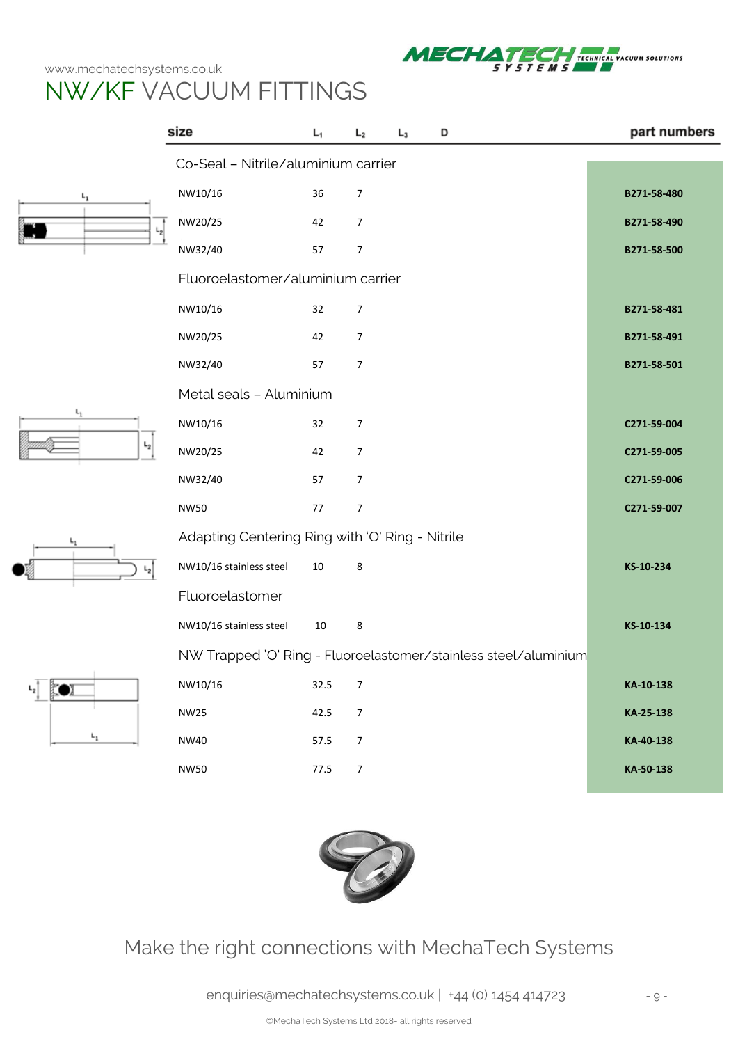# NW/KF VACUUM FITTINGS

| size | $L_1$ | $L_2$ | $L_3$ | D | part numbers |
|---|---|---|---|---|---|
| **Co-Seal – Nitrile/aluminium carrier** | | | | | |
| NW10/16 | 36 | 7 | | | B271-58-480 |
| NW20/25 | 42 | 7 | | | B271-58-490 |
| NW32/40 | 57 | 7 | | | B271-58-500 |
| **Fluoroelastomer/aluminium carrier** | | | | | |
| NW10/16 | 32 | 7 | | | B271-58-481 |
| NW20/25 | 42 | 7 | | | B271-58-491 |
| NW32/40 | 57 | 7 | | | B271-58-501 |
| **Metal seals – Aluminium** | | | | | |
| NW10/16 | 32 | 7 | | | C271-59-004 |
| NW20/25 | 42 | 7 | | | C271-59-005 |
| NW32/40 | 57 | 7 | | | C271-59-006 |
| NW50 | 77 | 7 | | | C271-59-007 |
| **Adapting Centering Ring with 'O' Ring - Nitrile** | | | | | |
| NW10/16 stainless steel | 10 | 8 | | | KS-10-234 |
| **Fluoroelastomer** | | | | | |
| NW10/16 stainless steel | 10 | 8 | | | KS-10-134 |
| **NW Trapped 'O' Ring - Fluoroelastomer/stainless steel/aluminium** | | | | | |
| NW10/16 | 32.5 | 7 | | | KA-10-138 |
| NW25 | 42.5 | 7 | | | KA-25-138 |
| NW40 | 57.5 | 7 | | | KA-40-138 |
| NW50 | 77.5 | 7 | | | KA-50-138 |

Make the right connections with MechaTech Systems

enquiries@mechatechsystems.co.uk | +44 (0) 1454 414723

©MechaTech Systems Ltd 2018- all rights reserved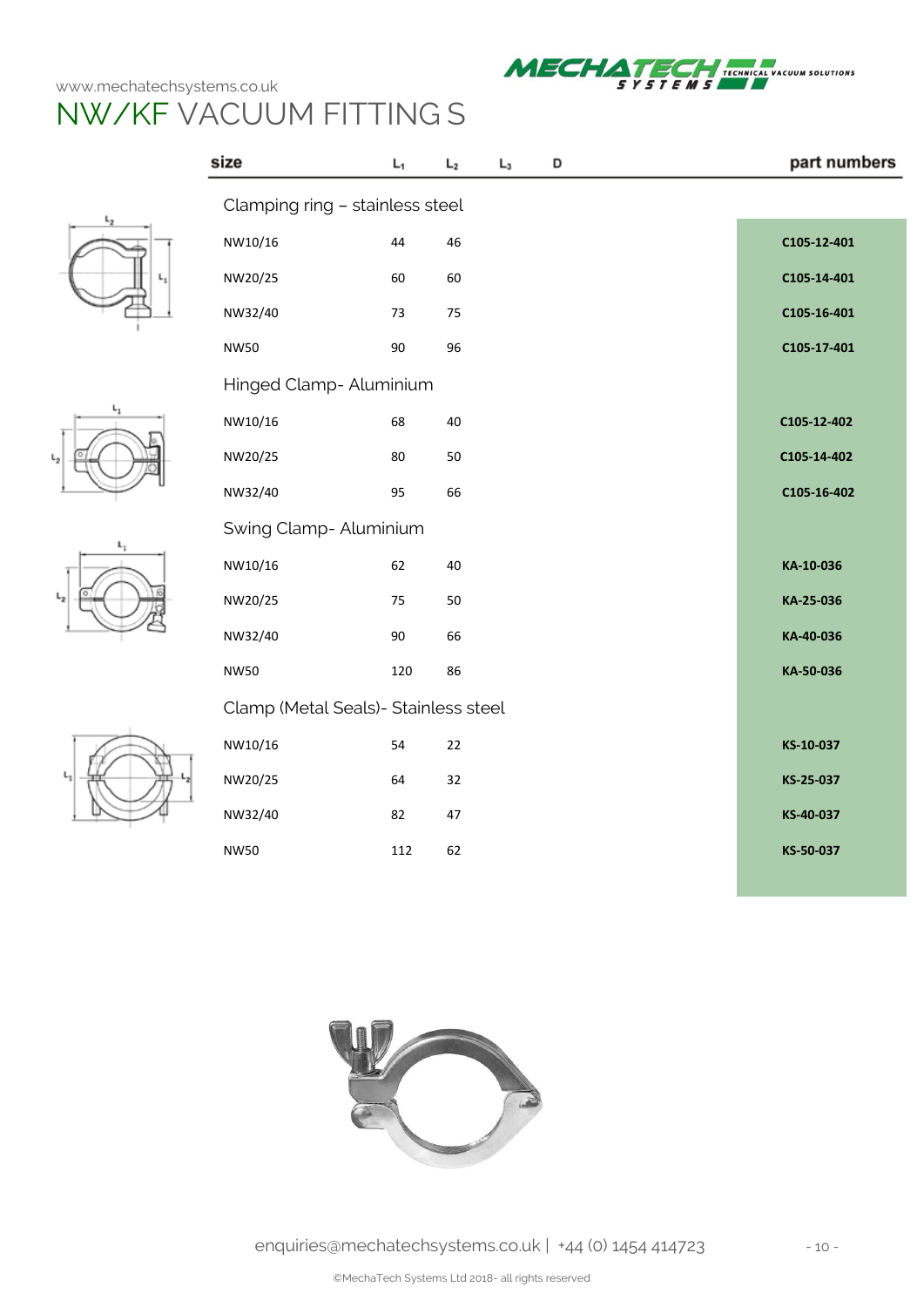# NW/KF VACUUM FITTING S

| size | $L_1$ | $L_2$ | $L_3$ | D | part numbers |
|---|---|---|---|---|---|
| **Clamping ring – stainless steel** | | | | | |
| NW10/16 | 44 | 46 | | | C105-12-401 |
| NW20/25 | 60 | 60 | | | C105-14-401 |
| NW32/40 | 73 | 75 | | | C105-16-401 |
| NW50 | 90 | 96 | | | C105-17-401 |
| **Hinged Clamp- Aluminium** | | | | | |
| NW10/16 | 68 | 40 | | | C105-12-402 |
| NW20/25 | 80 | 50 | | | C105-14-402 |
| NW32/40 | 95 | 66 | | | C105-16-402 |
| **Swing Clamp- Aluminium** | | | | | |
| NW10/16 | 62 | 40 | | | KA-10-036 |
| NW20/25 | 75 | 50 | | | KA-25-036 |
| NW32/40 | 90 | 66 | | | KA-40-036 |
| NW50 | 120 | 86 | | | KA-50-036 |
| **Clamp (Metal Seals)- Stainless steel** | | | | | |
| NW10/16 | 54 | 22 | | | KS-10-037 |
| NW20/25 | 64 | 32 | | | KS-25-037 |
| NW32/40 | 82 | 47 | | | KS-40-037 |
| NW50 | 112 | 62 | | | KS-50-037 |

enquiries@mechatechsystems.co.uk | +44 (0) 1454 414723

©MechaTech Systems Ltd 2018- all rights reserved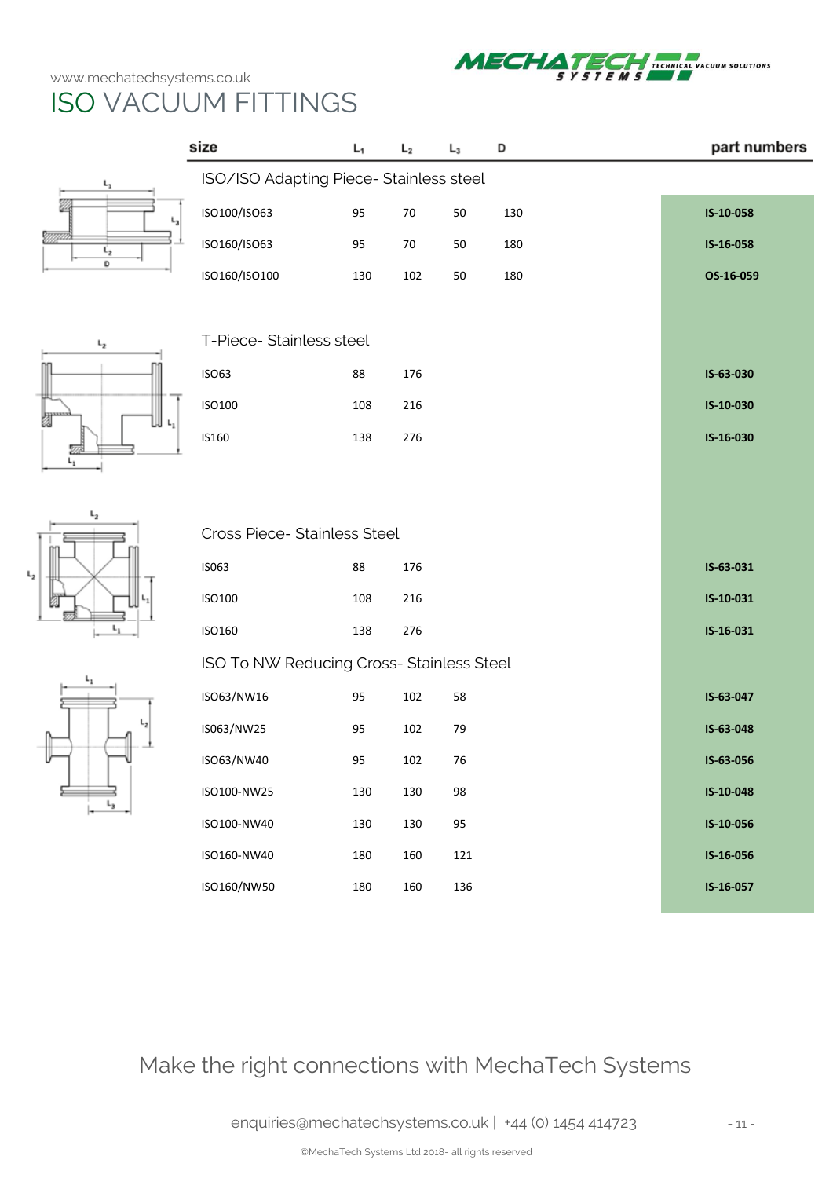# ISO VACUUM FITTINGS

| size | $L_1$ | $L_2$ | $L_3$ | D | part numbers |
|---|---|---|---|---|---|
| **ISO/ISO Adapting Piece- Stainless steel** | | | | | |
| ISO100/ISO63 | 95 | 70 | 50 | 130 | IS-10-058 |
| ISO160/ISO63 | 95 | 70 | 50 | 180 | IS-16-058 |
| ISO160/ISO100 | 130 | 102 | 50 | 180 | OS-16-059 |
| **T-Piece- Stainless steel** | | | | | |
| ISO63 | 88 | 176 | | | IS-63-030 |
| ISO100 | 108 | 216 | | | IS-10-030 |
| IS160 | 138 | 276 | | | IS-16-030 |
| **Cross Piece- Stainless Steel** | | | | | |
| IS063 | 88 | 176 | | | IS-63-031 |
| ISO100 | 108 | 216 | | | IS-10-031 |
| ISO160 | 138 | 276 | | | IS-16-031 |
| **ISO To NW Reducing Cross- Stainless Steel** | | | | | |
| ISO63/NW16 | 95 | 102 | 58 | | IS-63-047 |
| IS063/NW25 | 95 | 102 | 79 | | IS-63-048 |
| ISO63/NW40 | 95 | 102 | 76 | | IS-63-056 |
| ISO100-NW25 | 130 | 130 | 98 | | IS-10-048 |
| ISO100-NW40 | 130 | 130 | 95 | | IS-10-056 |
| ISO160-NW40 | 180 | 160 | 121 | | IS-16-056 |
| ISO160/NW50 | 180 | 160 | 136 | | IS-16-057 |

Make the right connections with MechaTech Systems

enquiries@mechatechsystems.co.uk | +44 (0) 1454 414723

©MechaTech Systems Ltd 2018- all rights reserved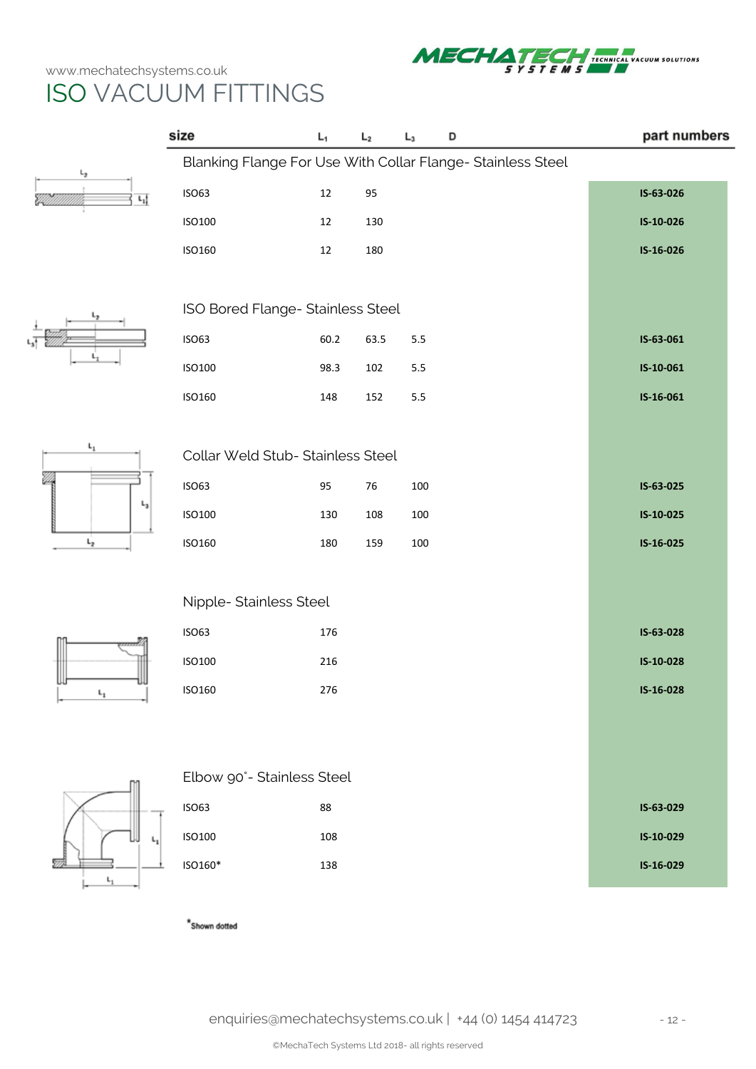www.mechatechsystems.co.uk

# ISO VACUUM FITTINGS

| size | $L_1$ | $L_2$ | $L_3$ | D | part numbers |
|---|---|---|---|---|---|
| **Blanking Flange For Use With Collar Flange- Stainless Steel** | | | | | |
| ISO63 | 12 | 95 | | | **IS-63-026** |
| ISO100 | 12 | 130 | | | **IS-10-026** |
| ISO160 | 12 | 180 | | | **IS-16-026** |
| **ISO Bored Flange- Stainless Steel** | | | | | |
| ISO63 | 60.2 | 63.5 | 5.5 | | **IS-63-061** |
| ISO100 | 98.3 | 102 | 5.5 | | **IS-10-061** |
| ISO160 | 148 | 152 | 5.5 | | **IS-16-061** |
| **Collar Weld Stub- Stainless Steel** | | | | | |
| ISO63 | 95 | 76 | 100 | | **IS-63-025** |
| ISO100 | 130 | 108 | 100 | | **IS-10-025** |
| ISO160 | 180 | 159 | 100 | | **IS-16-025** |
| **Nipple- Stainless Steel** | | | | | |
| ISO63 | 176 | | | | **IS-63-028** |
| ISO100 | 216 | | | | **IS-10-028** |
| ISO160 | 276 | | | | **IS-16-028** |
| **Elbow 90°- Stainless Steel** | | | | | |
| ISO63 | 88 | | | | **IS-63-029** |
| ISO100 | 108 | | | | **IS-10-029** |
| ISO160* | 138 | | | | **IS-16-029** |

*Shown dotted

enquiries@mechatechsystems.co.uk | +44 (0) 1454 414723

©MechaTech Systems Ltd 2018- all rights reserved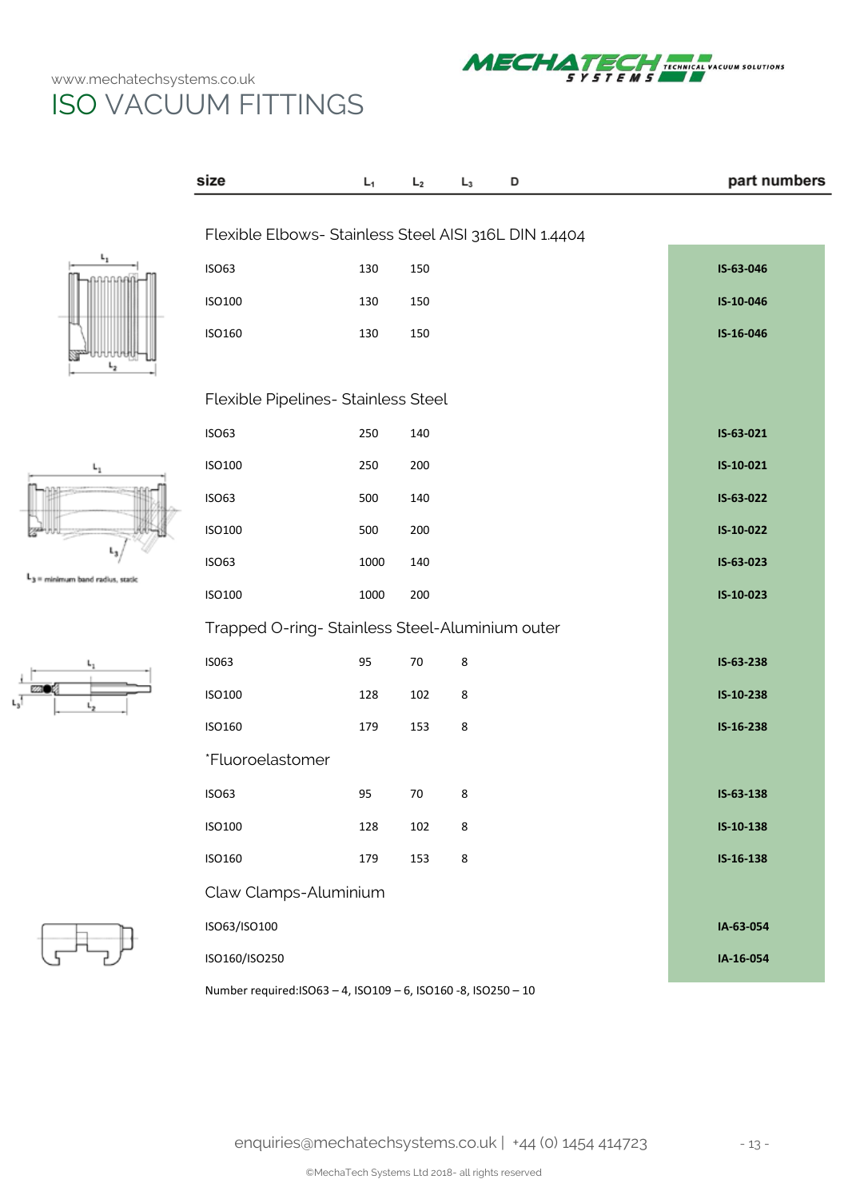# ISO VACUUM FITTINGS

| size | $L_1$ | $L_2$ | $L_3$ | D | part numbers |
|---|---|---|---|---|---|
| **Flexible Elbows- Stainless Steel AISI 316L DIN 1.4404** | | | | | |
| ISO63 | 130 | 150 | | | **IS-63-046** |
| ISO100 | 130 | 150 | | | **IS-10-046** |
| ISO160 | 130 | 150 | | | **IS-16-046** |
| **Flexible Pipelines- Stainless Steel** | | | | | |
| ISO63 | 250 | 140 | | | **IS-63-021** |
| ISO100 | 250 | 200 | | | **IS-10-021** |
| ISO63 | 500 | 140 | | | **IS-63-022** |
| ISO100 | 500 | 200 | | | **IS-10-022** |
| ISO63 | 1000 | 140 | | | **IS-63-023** |
| ISO100 | 1000 | 200 | | | **IS-10-023** |
| **Trapped O-ring- Stainless Steel-Aluminium outer** | | | | | |
| IS063 | 95 | 70 | 8 | | **IS-63-238** |
| ISO100 | 128 | 102 | 8 | | **IS-10-238** |
| ISO160 | 179 | 153 | 8 | | **IS-16-238** |
| **\*Fluoroelastomer** | | | | | |
| ISO63 | 95 | 70 | 8 | | **IS-63-138** |
| ISO100 | 128 | 102 | 8 | | **IS-10-138** |
| ISO160 | 179 | 153 | 8 | | **IS-16-138** |
| **Claw Clamps-Aluminium** | | | | | |
| ISO63/ISO100 | | | | | **IA-63-054** |
| ISO160/ISO250 | | | | | **IA-16-054** |

$L_3$ = minimum band radius, static

Number required:ISO63 – 4, ISO109 – 6, ISO160 -8, ISO250 – 10

enquiries@mechatechsystems.co.uk | +44 (0) 1454 414723

©MechaTech Systems Ltd 2018- all rights reserved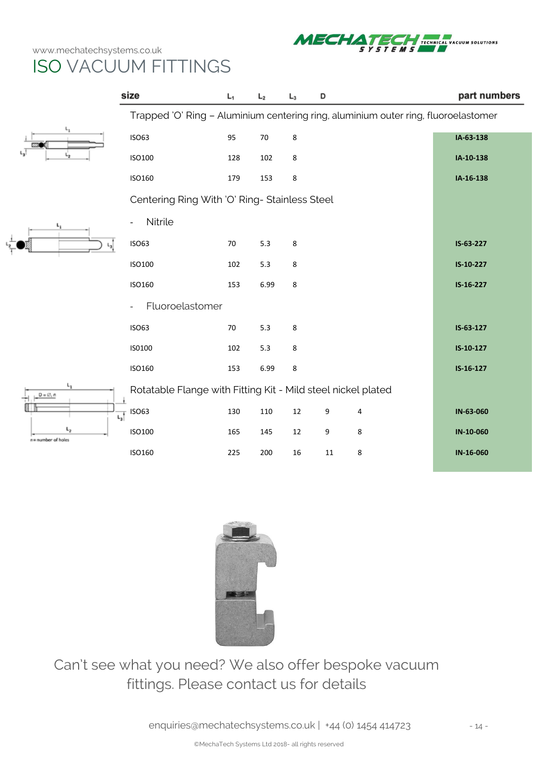# ISO VACUUM FITTINGS

| size | $L_1$ | $L_2$ | $L_3$ | D | | part numbers |
|---|---|---|---|---|---|---|
| Trapped 'O' Ring – Aluminium centering ring, aluminium outer ring, fluoroelastomer | | | | | | |
| ISO63 | 95 | 70 | 8 | | | IA-63-138 |
| ISO100 | 128 | 102 | 8 | | | IA-10-138 |
| ISO160 | 179 | 153 | 8 | | | IA-16-138 |
| Centering Ring With 'O' Ring- Stainless Steel | | | | | | |
| - Nitrile | | | | | | |
| ISO63 | 70 | 5.3 | 8 | | | IS-63-227 |
| ISO100 | 102 | 5.3 | 8 | | | IS-10-227 |
| ISO160 | 153 | 6.99 | 8 | | | IS-16-227 |
| - Fluoroelastomer | | | | | | |
| ISO63 | 70 | 5.3 | 8 | | | IS-63-127 |
| IS0100 | 102 | 5.3 | 8 | | | IS-10-127 |
| ISO160 | 153 | 6.99 | 8 | | | IS-16-127 |
| Rotatable Flange with Fitting Kit - Mild steel nickel plated | | | | | | |
| ISO63 | 130 | 110 | 12 | 9 | 4 | IN-63-060 |
| ISO100 | 165 | 145 | 12 | 9 | 8 | IN-10-060 |
| ISO160 | 225 | 200 | 16 | 11 | 8 | IN-16-060 |

n = number of holes

Can't see what you need? We also offer bespoke vacuum fittings. Please contact us for details

enquiries@mechatechsystems.co.uk | +44 (0) 1454 414723

©MechaTech Systems Ltd 2018- all rights reserved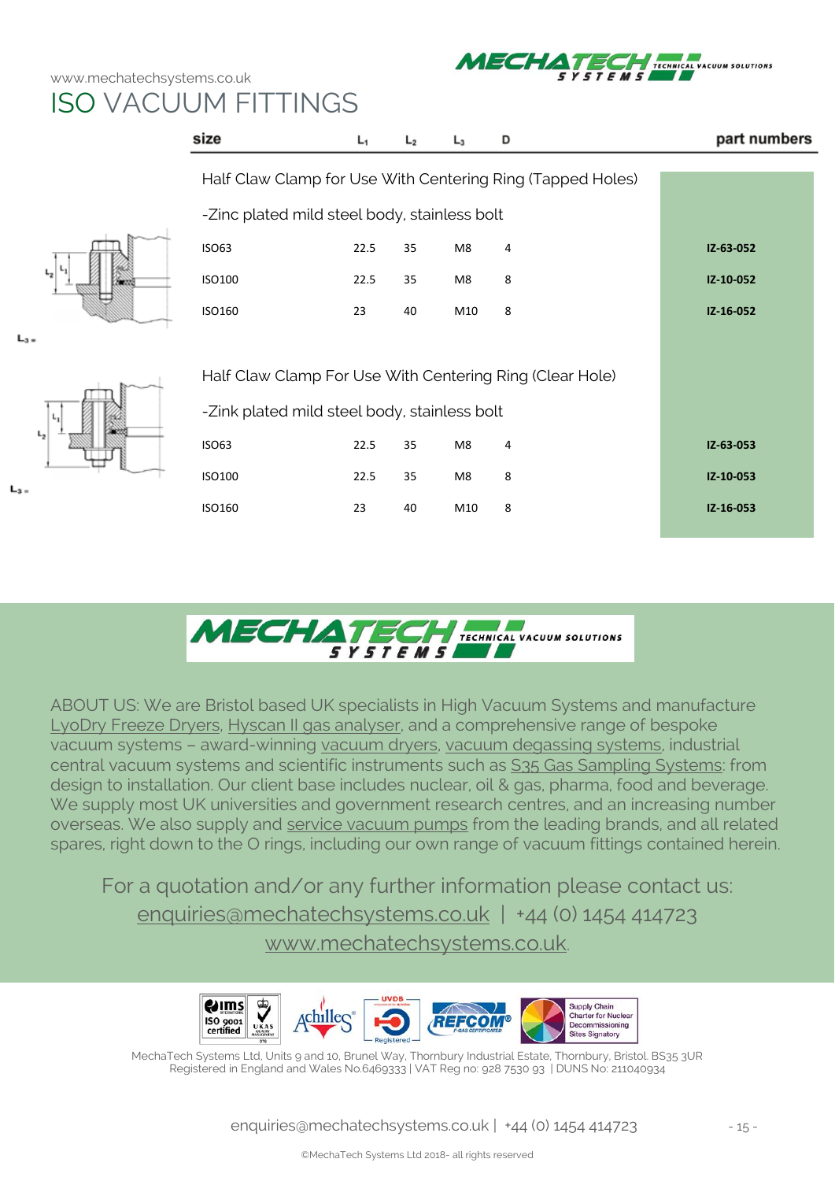www.mechatechsystems.co.uk

# ISO VACUUM FITTINGS

| size | $L_1$ | $L_2$ | $L_3$ | D | part numbers |
|---|---|---|---|---|---|
| **Half Claw Clamp for Use With Centering Ring (Tapped Holes)** | | | | | |
| -Zinc plated mild steel body, stainless bolt | | | | | |
| ISO63 | 22.5 | 35 | M8 | 4 | **IZ-63-052** |
| ISO100 | 22.5 | 35 | M8 | 8 | **IZ-10-052** |
| ISO160 | 23 | 40 | M10 | 8 | **IZ-16-052** |
| **Half Claw Clamp For Use With Centering Ring (Clear Hole)** | | | | | |
| -Zink plated mild steel body, stainless bolt | | | | | |
| ISO63 | 22.5 | 35 | M8 | 4 | **IZ-63-053** |
| ISO100 | 22.5 | 35 | M8 | 8 | **IZ-10-053** |
| ISO160 | 23 | 40 | M10 | 8 | **IZ-16-053** |

ABOUT US: We are Bristol based UK specialists in High Vacuum Systems and manufacture LyoDry Freeze Dryers, Hyscan II gas analyser, and a comprehensive range of bespoke vacuum systems – award-winning vacuum dryers, vacuum degassing systems, industrial central vacuum systems and scientific instruments such as S35 Gas Sampling Systems: from design to installation. Our client base includes nuclear, oil & gas, pharma, food and beverage. We supply most UK universities and government research centres, and an increasing number overseas. We also supply and service vacuum pumps from the leading brands, and all related spares, right down to the O rings, including our own range of vacuum fittings contained herein.

For a quotation and/or any further information please contact us:
enquiries@mechatechsystems.co.uk | +44 (0) 1454 414723
www.mechatechsystems.co.uk.

MechaTech Systems Ltd, Units 9 and 10, Brunel Way, Thornbury Industrial Estate, Thornbury, Bristol. BS35 3UR
Registered in England and Wales No.6469333 | VAT Reg no: 928 7530 93 | DUNS No: 211040934

enquiries@mechatechsystems.co.uk | +44 (0) 1454 414723

©MechaTech Systems Ltd 2018- all rights reserved